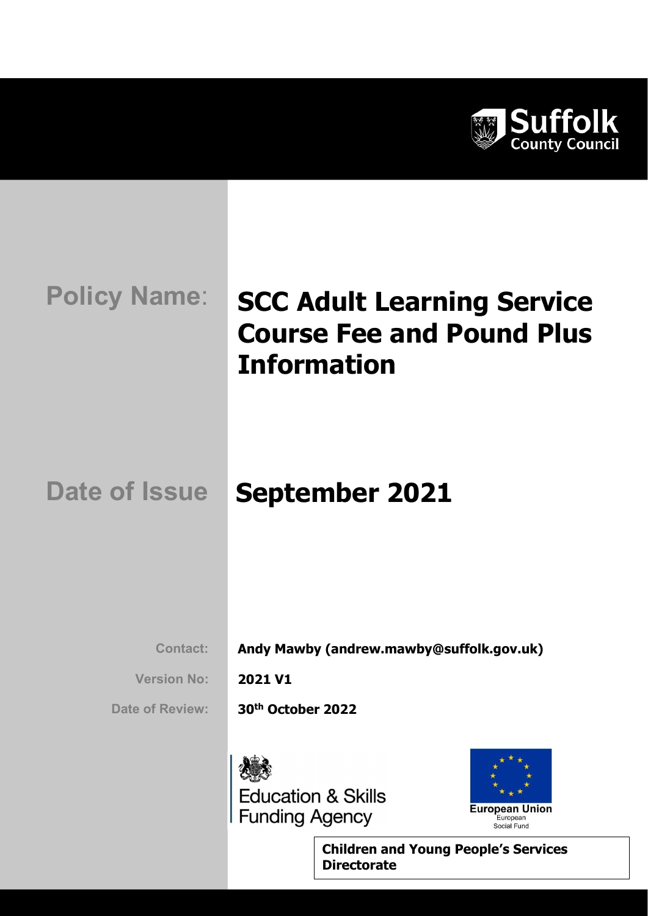Suffolk County Council

**Policy Name:** 

# SCC Adult Learning Service Course Fee and Pound Plus Information

**Date of Issue** 

## September 2021

**Contact:** Andy Mawby (andrew.mawby@suffolk.gov.uk)

**Version No:** 2021 V1

**Date of Review:** 30th October 2022

Education & Skills Funding Agency

European Union
European Social Fund

**Children and Young People's Services Directorate**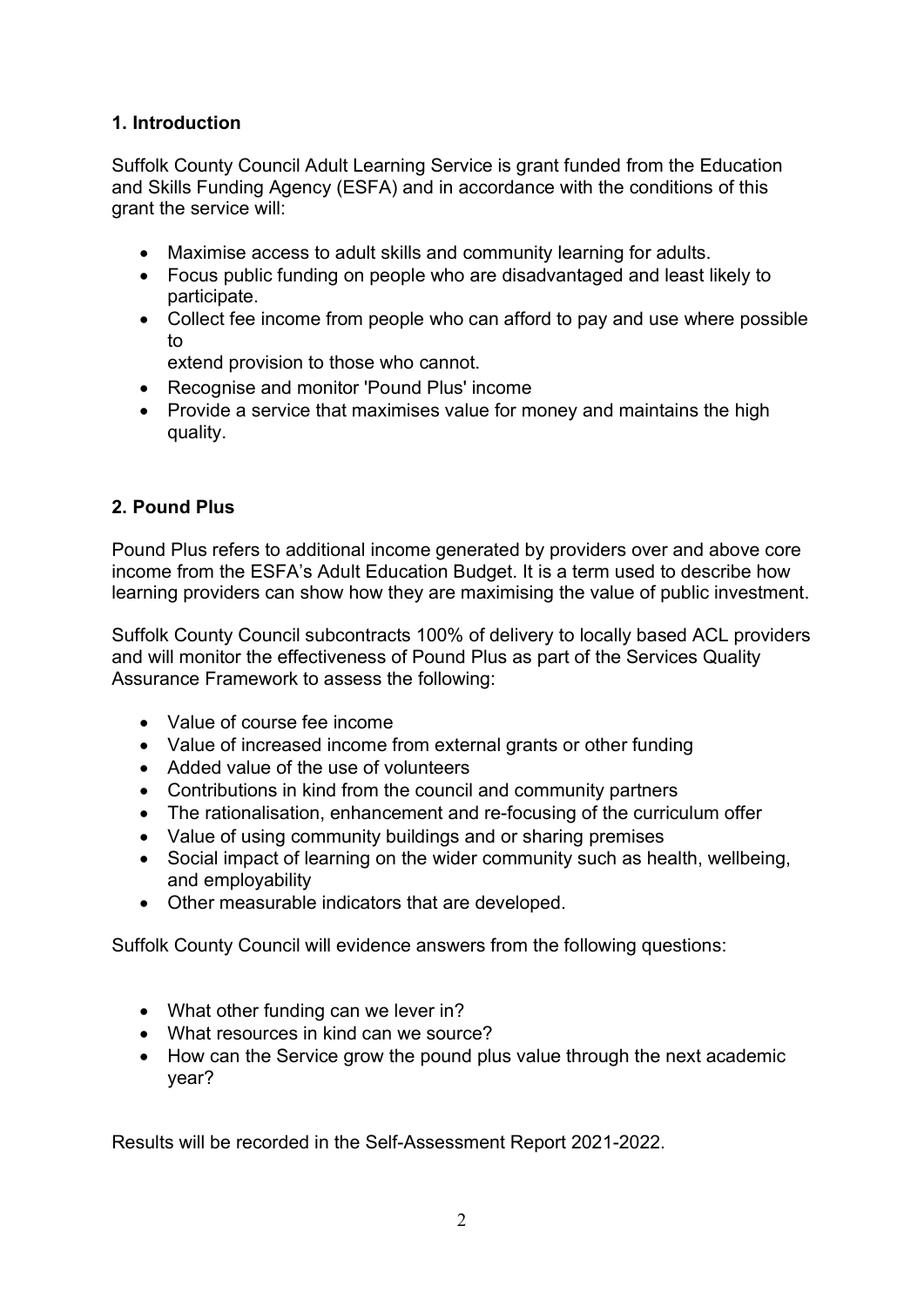## 1. Introduction

Suffolk County Council Adult Learning Service is grant funded from the Education and Skills Funding Agency (ESFA) and in accordance with the conditions of this grant the service will:

- Maximise access to adult skills and community learning for adults.
- Focus public funding on people who are disadvantaged and least likely to participate.
- Collect fee income from people who can afford to pay and use where possible to
  extend provision to those who cannot.
- Recognise and monitor 'Pound Plus' income
- Provide a service that maximises value for money and maintains the high quality.

## 2. Pound Plus

Pound Plus refers to additional income generated by providers over and above core income from the ESFA's Adult Education Budget. It is a term used to describe how learning providers can show how they are maximising the value of public investment.

Suffolk County Council subcontracts 100% of delivery to locally based ACL providers and will monitor the effectiveness of Pound Plus as part of the Services Quality Assurance Framework to assess the following:

- Value of course fee income
- Value of increased income from external grants or other funding
- Added value of the use of volunteers
- Contributions in kind from the council and community partners
- The rationalisation, enhancement and re-focusing of the curriculum offer
- Value of using community buildings and or sharing premises
- Social impact of learning on the wider community such as health, wellbeing, and employability
- Other measurable indicators that are developed.

Suffolk County Council will evidence answers from the following questions:

- What other funding can we lever in?
- What resources in kind can we source?
- How can the Service grow the pound plus value through the next academic year?

Results will be recorded in the Self-Assessment Report 2021-2022.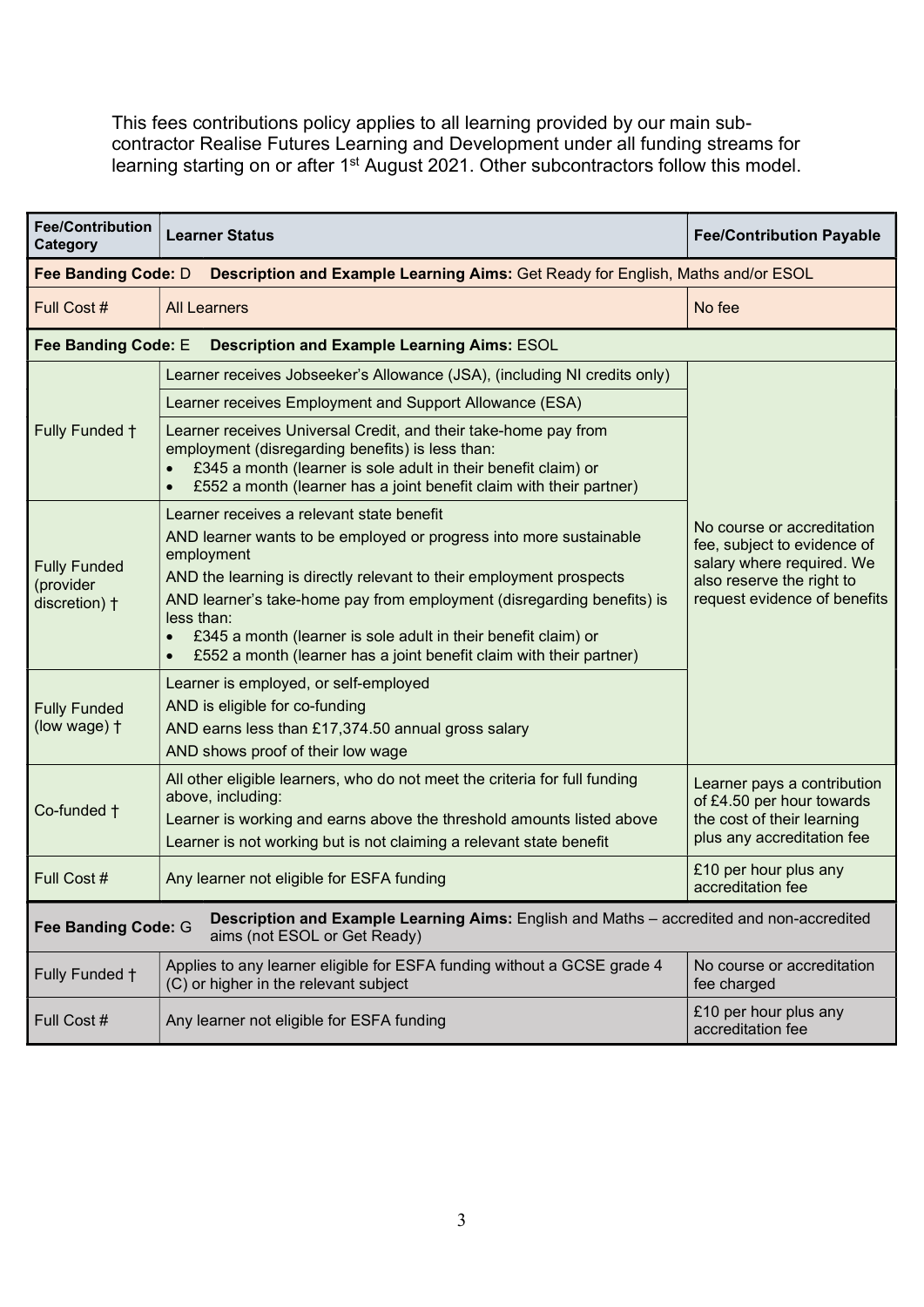This fees contributions policy applies to all learning provided by our main sub-contractor Realise Futures Learning and Development under all funding streams for learning starting on or after 1st August 2021. Other subcontractors follow this model.

| Fee/Contribution Category | Learner Status | Fee/Contribution Payable |
|---|---|---|
| **Fee Banding Code:** D | **Description and Example Learning Aims:** Get Ready for English, Maths and/or ESOL | |
| Full Cost # | All Learners | No fee |
| **Fee Banding Code:** E | **Description and Example Learning Aims:** ESOL | |
| Fully Funded † | Learner receives Jobseeker's Allowance (JSA), (including NI credits only)<br>Learner receives Employment and Support Allowance (ESA)<br>Learner receives Universal Credit, and their take-home pay from employment (disregarding benefits) is less than:<br>• £345 a month (learner is sole adult in their benefit claim) or<br>• £552 a month (learner has a joint benefit claim with their partner) | No course or accreditation fee, subject to evidence of salary where required. We also reserve the right to request evidence of benefits |
| Fully Funded (provider discretion) † | Learner receives a relevant state benefit<br>AND learner wants to be employed or progress into more sustainable employment<br>AND the learning is directly relevant to their employment prospects<br>AND learner's take-home pay from employment (disregarding benefits) is less than:<br>• £345 a month (learner is sole adult in their benefit claim) or<br>• £552 a month (learner has a joint benefit claim with their partner) | |
| Fully Funded (low wage) † | Learner is employed, or self-employed<br>AND is eligible for co-funding<br>AND earns less than £17,374.50 annual gross salary<br>AND shows proof of their low wage | |
| Co-funded † | All other eligible learners, who do not meet the criteria for full funding above, including:<br>Learner is working and earns above the threshold amounts listed above<br>Learner is not working but is not claiming a relevant state benefit | Learner pays a contribution of £4.50 per hour towards the cost of their learning plus any accreditation fee |
| Full Cost # | Any learner not eligible for ESFA funding | £10 per hour plus any accreditation fee |
| **Fee Banding Code:** G | **Description and Example Learning Aims:** English and Maths – accredited and non-accredited aims (not ESOL or Get Ready) | |
| Fully Funded † | Applies to any learner eligible for ESFA funding without a GCSE grade 4 (C) or higher in the relevant subject | No course or accreditation fee charged |
| Full Cost # | Any learner not eligible for ESFA funding | £10 per hour plus any accreditation fee |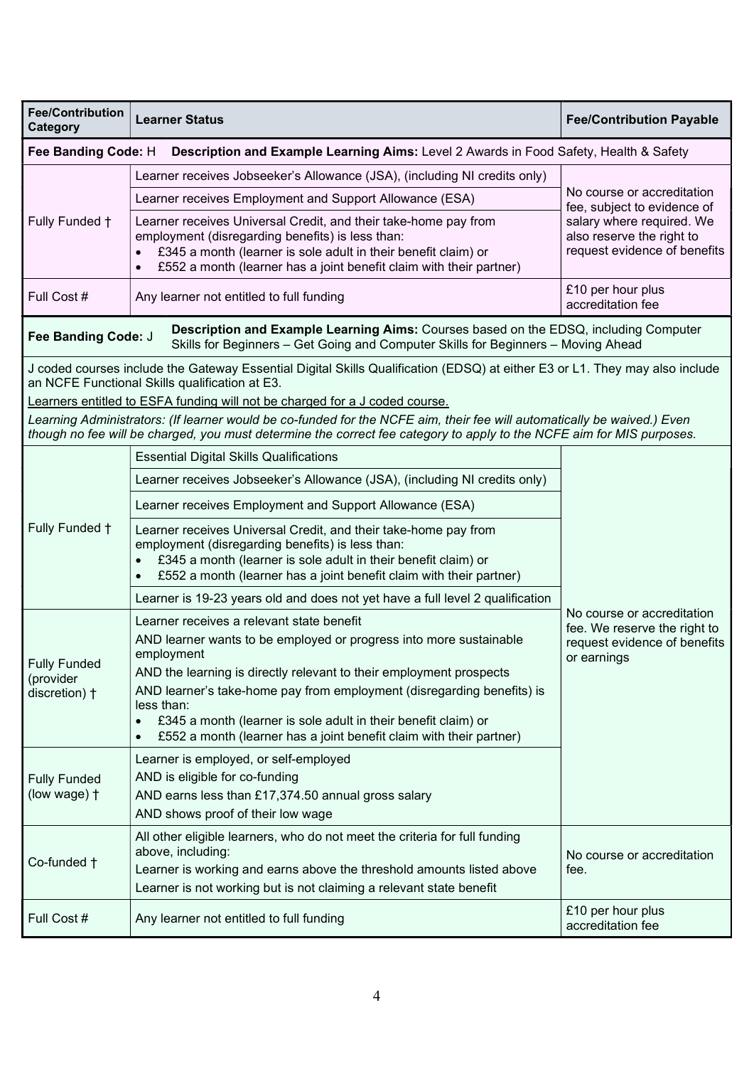| Fee/Contribution Category | Learner Status | Fee/Contribution Payable |
|---|---|---|
| **Fee Banding Code:** H **Description and Example Learning Aims:** Level 2 Awards in Food Safety, Health & Safety | | |
| Fully Funded † | Learner receives Jobseeker's Allowance (JSA), (including NI credits only) | No course or accreditation fee, subject to evidence of salary where required. We also reserve the right to request evidence of benefits |
| | Learner receives Employment and Support Allowance (ESA) | |
| | Learner receives Universal Credit, and their take-home pay from employment (disregarding benefits) is less than: <br>• £345 a month (learner is sole adult in their benefit claim) or <br>• £552 a month (learner has a joint benefit claim with their partner) | |
| Full Cost # | Any learner not entitled to full funding | £10 per hour plus accreditation fee |
| **Fee Banding Code:** J **Description and Example Learning Aims:** Courses based on the EDSQ, including Computer Skills for Beginners – Get Going and Computer Skills for Beginners – Moving Ahead | | |
| J coded courses include the Gateway Essential Digital Skills Qualification (EDSQ) at either E3 or L1. They may also include an NCFE Functional Skills qualification at E3. <br>Learners entitled to ESFA funding will not be charged for a J coded course. <br>*Learning Administrators: (If learner would be co-funded for the NCFE aim, their fee will automatically be waived.) Even though no fee will be charged, you must determine the correct fee category to apply to the NCFE aim for MIS purposes.* | | |
| Fully Funded † | Essential Digital Skills Qualifications | No course or accreditation fee. We reserve the right to request evidence of benefits or earnings |
| | Learner receives Jobseeker's Allowance (JSA), (including NI credits only) | |
| | Learner receives Employment and Support Allowance (ESA) | |
| | Learner receives Universal Credit, and their take-home pay from employment (disregarding benefits) is less than: <br>• £345 a month (learner is sole adult in their benefit claim) or <br>• £552 a month (learner has a joint benefit claim with their partner) | |
| | Learner is 19-23 years old and does not yet have a full level 2 qualification | |
| Fully Funded (provider discretion) † | Learner receives a relevant state benefit <br>AND learner wants to be employed or progress into more sustainable employment <br>AND the learning is directly relevant to their employment prospects <br>AND learner's take-home pay from employment (disregarding benefits) is less than: <br>• £345 a month (learner is sole adult in their benefit claim) or <br>• £552 a month (learner has a joint benefit claim with their partner) | |
| Fully Funded (low wage) † | Learner is employed, or self-employed <br>AND is eligible for co-funding <br>AND earns less than £17,374.50 annual gross salary <br>AND shows proof of their low wage | |
| Co-funded † | All other eligible learners, who do not meet the criteria for full funding above, including: <br>Learner is working and earns above the threshold amounts listed above <br>Learner is not working but is not claiming a relevant state benefit | No course or accreditation fee. |
| Full Cost # | Any learner not entitled to full funding | £10 per hour plus accreditation fee |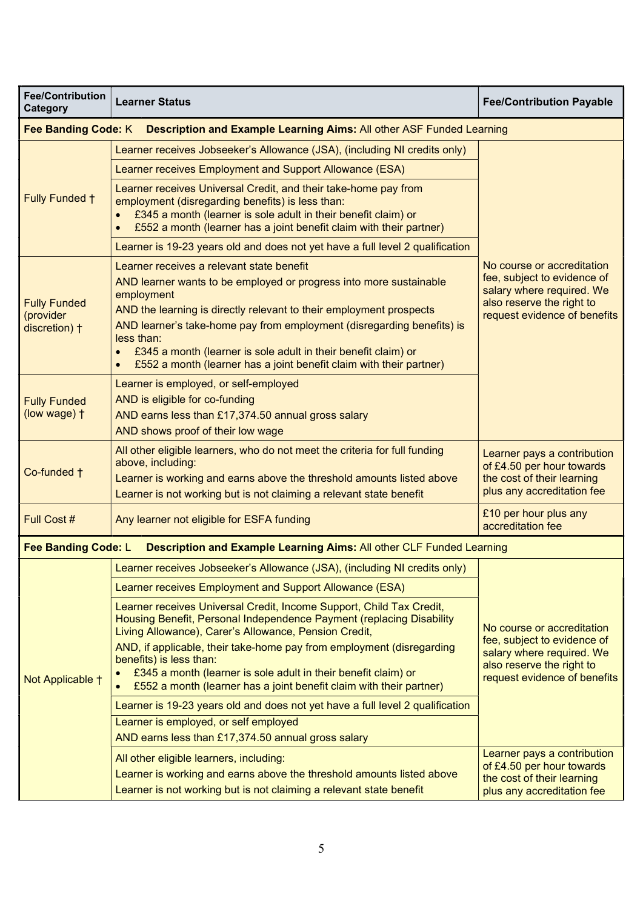| Fee/Contribution Category | Learner Status | Fee/Contribution Payable |
|---|---|---|
| **Fee Banding Code:** K | **Description and Example Learning Aims:** All other ASF Funded Learning | |
| Fully Funded † | Learner receives Jobseeker's Allowance (JSA), (including NI credits only) | No course or accreditation fee, subject to evidence of salary where required. We also reserve the right to request evidence of benefits |
| | Learner receives Employment and Support Allowance (ESA) | |
| | Learner receives Universal Credit, and their take-home pay from employment (disregarding benefits) is less than:<br>• £345 a month (learner is sole adult in their benefit claim) or<br>• £552 a month (learner has a joint benefit claim with their partner) | |
| | Learner is 19-23 years old and does not yet have a full level 2 qualification | |
| Fully Funded (provider discretion) † | Learner receives a relevant state benefit<br>AND learner wants to be employed or progress into more sustainable employment<br>AND the learning is directly relevant to their employment prospects<br>AND learner's take-home pay from employment (disregarding benefits) is less than:<br>• £345 a month (learner is sole adult in their benefit claim) or<br>• £552 a month (learner has a joint benefit claim with their partner) | |
| Fully Funded (low wage) † | Learner is employed, or self-employed<br>AND is eligible for co-funding<br>AND earns less than £17,374.50 annual gross salary<br>AND shows proof of their low wage | |
| Co-funded † | All other eligible learners, who do not meet the criteria for full funding above, including:<br>Learner is working and earns above the threshold amounts listed above<br>Learner is not working but is not claiming a relevant state benefit | Learner pays a contribution of £4.50 per hour towards the cost of their learning plus any accreditation fee |
| Full Cost # | Any learner not eligible for ESFA funding | £10 per hour plus any accreditation fee |
| **Fee Banding Code:** L | **Description and Example Learning Aims:** All other CLF Funded Learning | |
| Not Applicable † | Learner receives Jobseeker's Allowance (JSA), (including NI credits only) | No course or accreditation fee, subject to evidence of salary where required. We also reserve the right to request evidence of benefits |
| | Learner receives Employment and Support Allowance (ESA) | |
| | Learner receives Universal Credit, Income Support, Child Tax Credit, Housing Benefit, Personal Independence Payment (replacing Disability Living Allowance), Carer's Allowance, Pension Credit,<br>AND, if applicable, their take-home pay from employment (disregarding benefits) is less than:<br>• £345 a month (learner is sole adult in their benefit claim) or<br>• £552 a month (learner has a joint benefit claim with their partner) | |
| | Learner is 19-23 years old and does not yet have a full level 2 qualification | |
| | Learner is employed, or self employed<br>AND earns less than £17,374.50 annual gross salary | |
| | All other eligible learners, including:<br>Learner is working and earns above the threshold amounts listed above<br>Learner is not working but is not claiming a relevant state benefit | Learner pays a contribution of £4.50 per hour towards the cost of their learning plus any accreditation fee |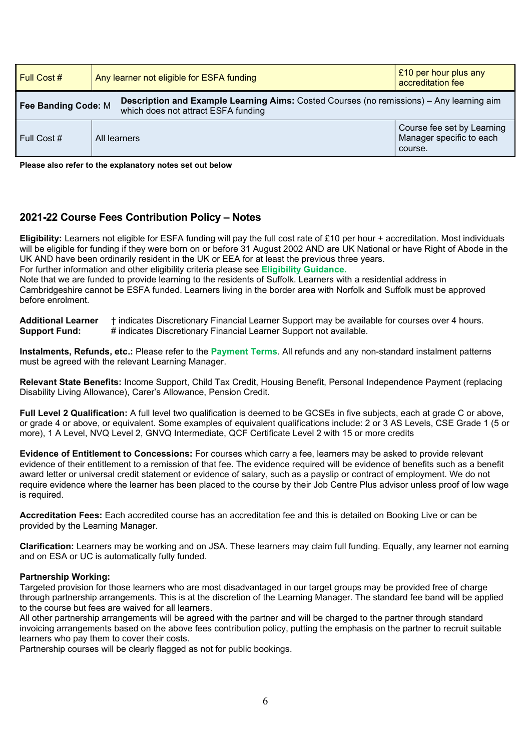| | | |
|---|---|---|
| Full Cost # | Any learner not eligible for ESFA funding | £10 per hour plus any accreditation fee |
| **Fee Banding Code:** M | **Description and Example Learning Aims:** Costed Courses (no remissions) – Any learning aim which does not attract ESFA funding | |
| Full Cost # | All learners | Course fee set by Learning Manager specific to each course. |

**Please also refer to the explanatory notes set out below**

## 2021-22 Course Fees Contribution Policy – Notes

**Eligibility:** Learners not eligible for ESFA funding will pay the full cost rate of £10 per hour + accreditation. Most individuals will be eligible for funding if they were born on or before 31 August 2002 AND are UK National or have Right of Abode in the UK AND have been ordinarily resident in the UK or EEA for at least the previous three years.
For further information and other eligibility criteria please see **Eligibility Guidance.**
Note that we are funded to provide learning to the residents of Suffolk. Learners with a residential address in Cambridgeshire cannot be ESFA funded. Learners living in the border area with Norfolk and Suffolk must be approved before enrolment.

**Additional Learner Support Fund:** † indicates Discretionary Financial Learner Support may be available for courses over 4 hours.
# indicates Discretionary Financial Learner Support not available.

**Instalments, Refunds, etc.:** Please refer to the **Payment Terms**. All refunds and any non-standard instalment patterns must be agreed with the relevant Learning Manager.

**Relevant State Benefits:** Income Support, Child Tax Credit, Housing Benefit, Personal Independence Payment (replacing Disability Living Allowance), Carer's Allowance, Pension Credit.

**Full Level 2 Qualification:** A full level two qualification is deemed to be GCSEs in five subjects, each at grade C or above, or grade 4 or above, or equivalent. Some examples of equivalent qualifications include: 2 or 3 AS Levels, CSE Grade 1 (5 or more), 1 A Level, NVQ Level 2, GNVQ Intermediate, QCF Certificate Level 2 with 15 or more credits

**Evidence of Entitlement to Concessions:** For courses which carry a fee, learners may be asked to provide relevant evidence of their entitlement to a remission of that fee. The evidence required will be evidence of benefits such as a benefit award letter or universal credit statement or evidence of salary, such as a payslip or contract of employment. We do not require evidence where the learner has been placed to the course by their Job Centre Plus advisor unless proof of low wage is required.

**Accreditation Fees:** Each accredited course has an accreditation fee and this is detailed on Booking Live or can be provided by the Learning Manager.

**Clarification:** Learners may be working and on JSA. These learners may claim full funding. Equally, any learner not earning and on ESA or UC is automatically fully funded.

**Partnership Working:**
Targeted provision for those learners who are most disadvantaged in our target groups may be provided free of charge through partnership arrangements. This is at the discretion of the Learning Manager. The standard fee band will be applied to the course but fees are waived for all learners.
All other partnership arrangements will be agreed with the partner and will be charged to the partner through standard invoicing arrangements based on the above fees contribution policy, putting the emphasis on the partner to recruit suitable learners who pay them to cover their costs.
Partnership courses will be clearly flagged as not for public bookings.